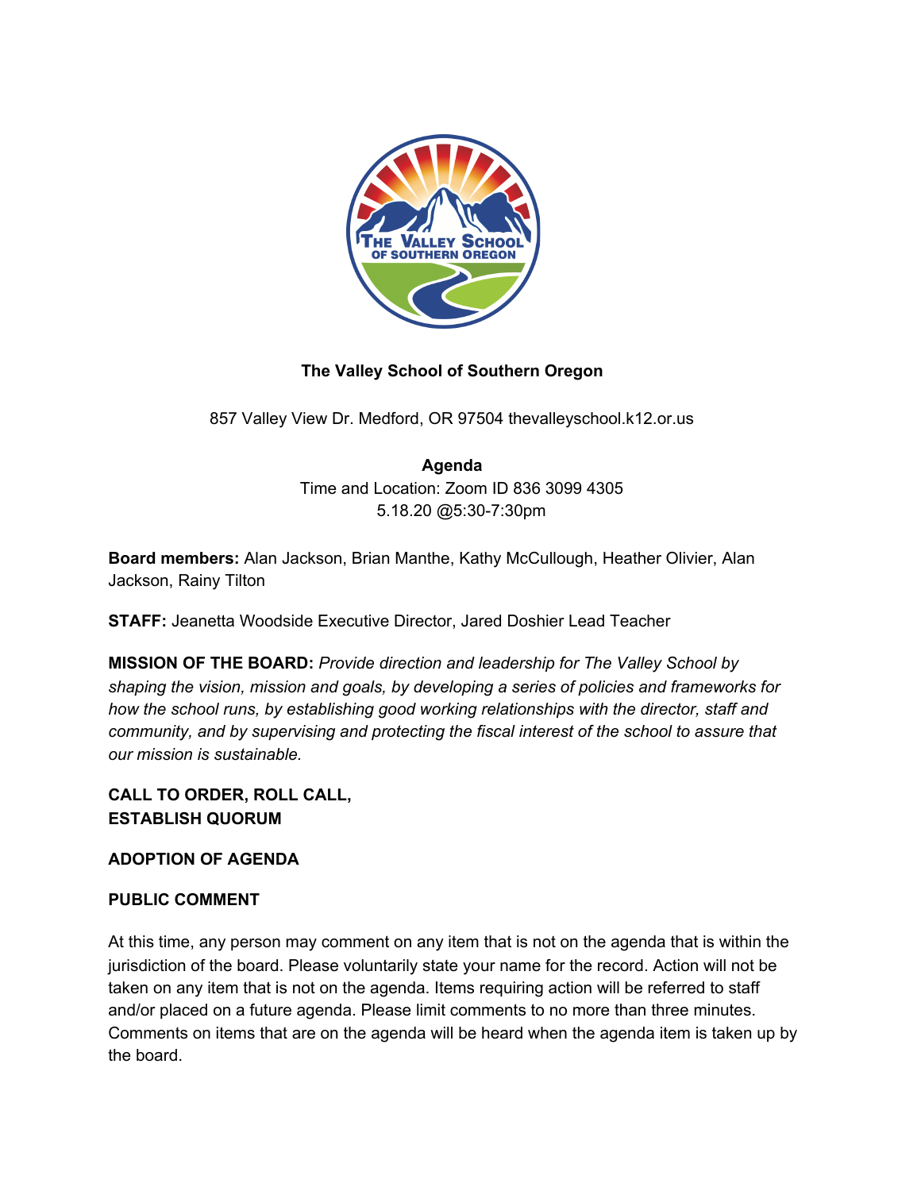**The Valley School of Southern Oregon**

857 Valley View Dr. Medford, OR 97504 thevalleyschool.k12.or.us

**Agenda**

Time and Location: Zoom ID 836 3099 4305

5.18.20 @5:30-7:30pm

**Board members:** Alan Jackson, Brian Manthe, Kathy McCullough, Heather Olivier, Alan Jackson, Rainy Tilton

**STAFF:** Jeanetta Woodside Executive Director, Jared Doshier Lead Teacher

**MISSION OF THE BOARD:** *Provide direction and leadership for The Valley School by shaping the vision, mission and goals, by developing a series of policies and frameworks for how the school runs, by establishing good working relationships with the director, staff and community, and by supervising and protecting the fiscal interest of the school to assure that our mission is sustainable.*

**CALL TO ORDER, ROLL CALL, ESTABLISH QUORUM**

**ADOPTION OF AGENDA**

**PUBLIC COMMENT**

At this time, any person may comment on any item that is not on the agenda that is within the jurisdiction of the board. Please voluntarily state your name for the record. Action will not be taken on any item that is not on the agenda. Items requiring action will be referred to staff and/or placed on a future agenda. Please limit comments to no more than three minutes. Comments on items that are on the agenda will be heard when the agenda item is taken up by the board.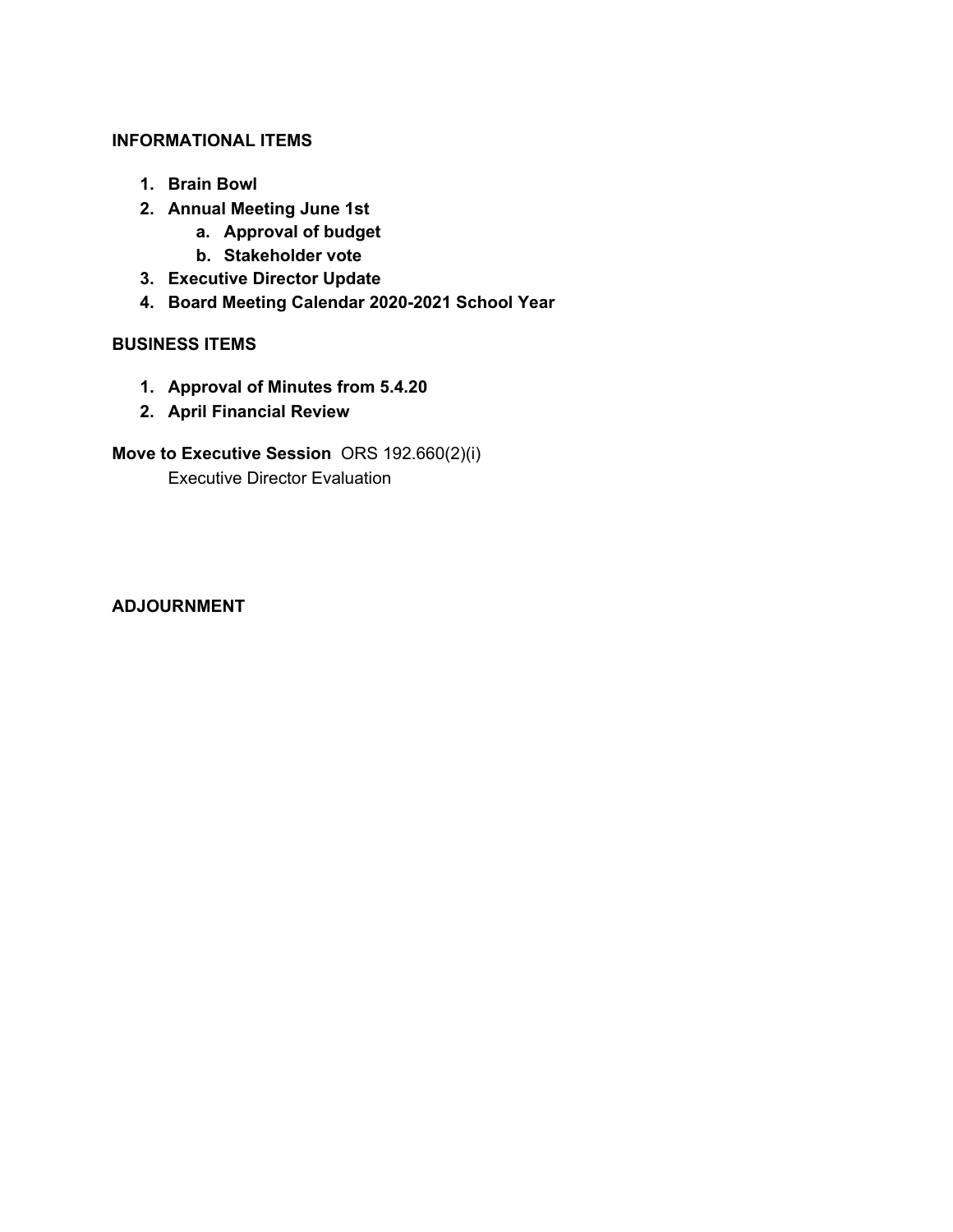**INFORMATIONAL ITEMS**

1. **Brain Bowl**
2. **Annual Meeting June 1st**
    a. **Approval of budget**
    b. **Stakeholder vote**
3. **Executive Director Update**
4. **Board Meeting Calendar 2020-2021 School Year**

**BUSINESS ITEMS**

1. **Approval of Minutes from 5.4.20**
2. **April Financial Review**

**Move to Executive Session** ORS 192.660(2)(i)
Executive Director Evaluation

**ADJOURNMENT**